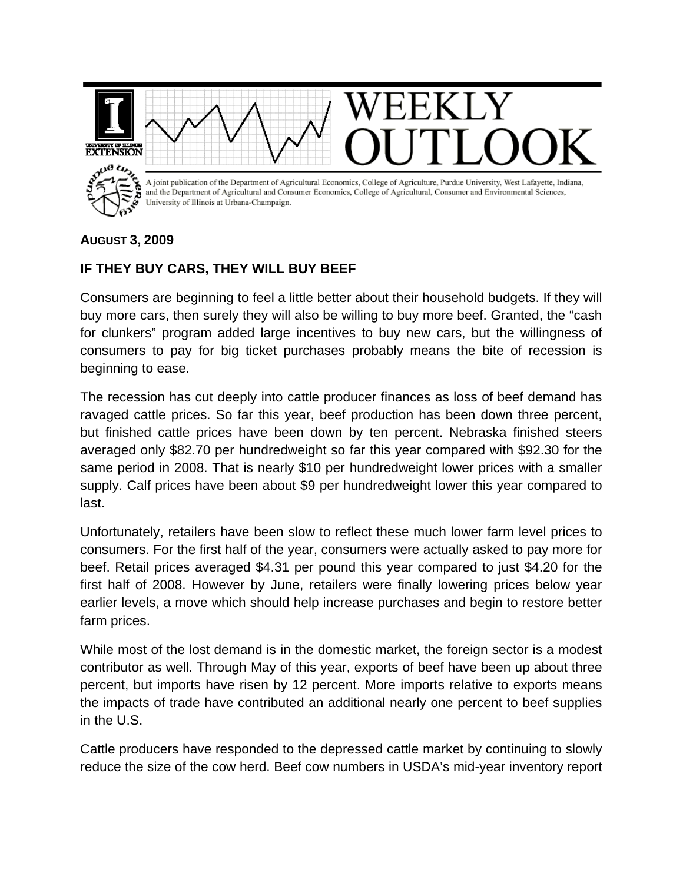# WEEKLY OUTLOOK

A joint publication of the Department of Agricultural Economics, College of Agriculture, Purdue University, West Lafayette, Indiana, and the Department of Agricultural and Consumer Economics, College of Agricultural, Consumer and Environmental Sciences, University of Illinois at Urbana-Champaign.

**AUGUST 3, 2009**

## IF THEY BUY CARS, THEY WILL BUY BEEF

Consumers are beginning to feel a little better about their household budgets. If they will buy more cars, then surely they will also be willing to buy more beef. Granted, the "cash for clunkers" program added large incentives to buy new cars, but the willingness of consumers to pay for big ticket purchases probably means the bite of recession is beginning to ease.

The recession has cut deeply into cattle producer finances as loss of beef demand has ravaged cattle prices. So far this year, beef production has been down three percent, but finished cattle prices have been down by ten percent. Nebraska finished steers averaged only $82.70 per hundredweight so far this year compared with $92.30 for the same period in 2008. That is nearly $10 per hundredweight lower prices with a smaller supply. Calf prices have been about $9 per hundredweight lower this year compared to last.

Unfortunately, retailers have been slow to reflect these much lower farm level prices to consumers. For the first half of the year, consumers were actually asked to pay more for beef. Retail prices averaged $4.31 per pound this year compared to just $4.20 for the first half of 2008. However by June, retailers were finally lowering prices below year earlier levels, a move which should help increase purchases and begin to restore better farm prices.

While most of the lost demand is in the domestic market, the foreign sector is a modest contributor as well. Through May of this year, exports of beef have been up about three percent, but imports have risen by 12 percent. More imports relative to exports means the impacts of trade have contributed an additional nearly one percent to beef supplies in the U.S.

Cattle producers have responded to the depressed cattle market by continuing to slowly reduce the size of the cow herd. Beef cow numbers in USDA's mid-year inventory report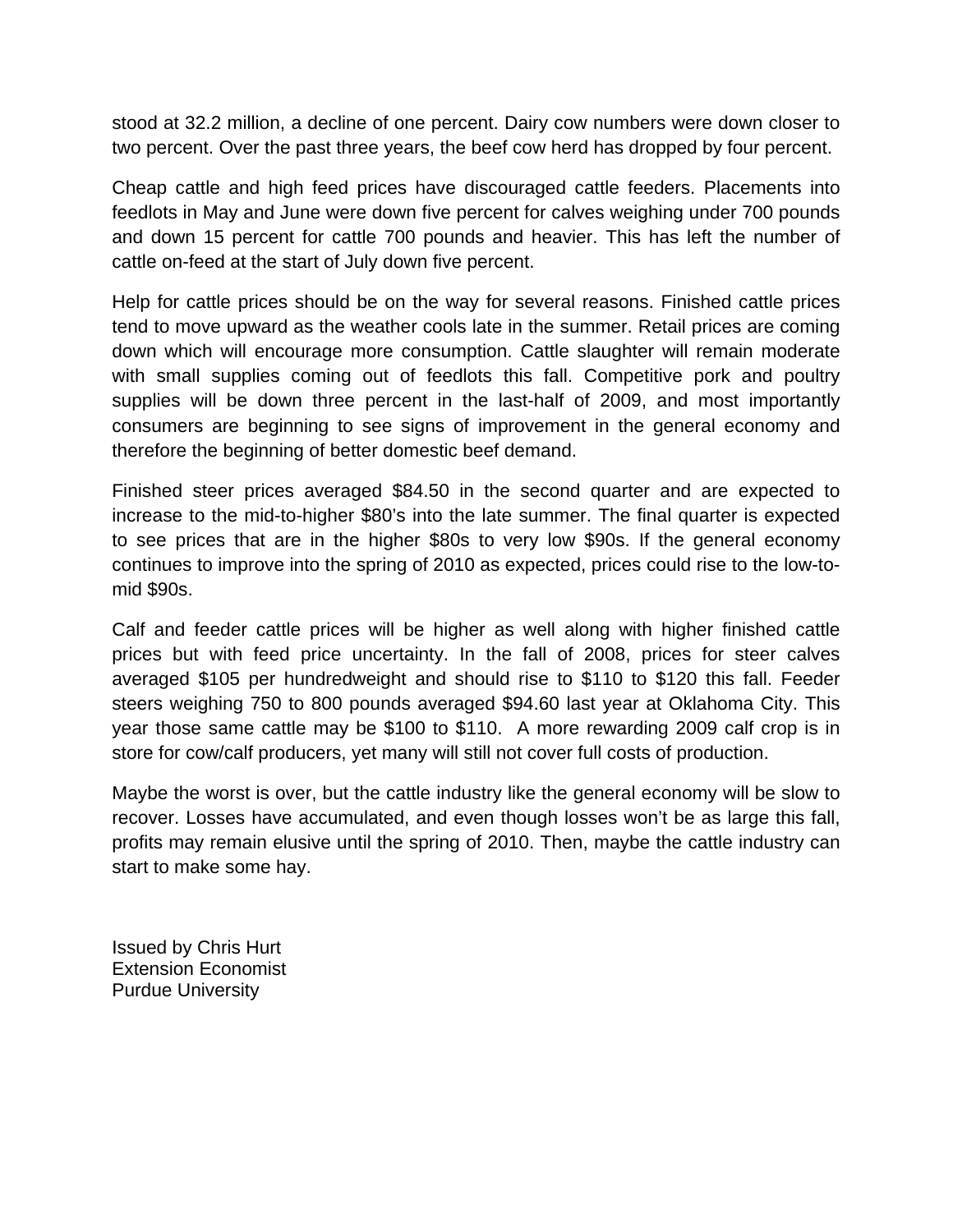stood at 32.2 million, a decline of one percent. Dairy cow numbers were down closer to two percent. Over the past three years, the beef cow herd has dropped by four percent.

Cheap cattle and high feed prices have discouraged cattle feeders. Placements into feedlots in May and June were down five percent for calves weighing under 700 pounds and down 15 percent for cattle 700 pounds and heavier. This has left the number of cattle on-feed at the start of July down five percent.

Help for cattle prices should be on the way for several reasons. Finished cattle prices tend to move upward as the weather cools late in the summer. Retail prices are coming down which will encourage more consumption. Cattle slaughter will remain moderate with small supplies coming out of feedlots this fall. Competitive pork and poultry supplies will be down three percent in the last-half of 2009, and most importantly consumers are beginning to see signs of improvement in the general economy and therefore the beginning of better domestic beef demand.

Finished steer prices averaged $84.50 in the second quarter and are expected to increase to the mid-to-higher $80's into the late summer. The final quarter is expected to see prices that are in the higher $80s to very low $90s. If the general economy continues to improve into the spring of 2010 as expected, prices could rise to the low-to-mid $90s.

Calf and feeder cattle prices will be higher as well along with higher finished cattle prices but with feed price uncertainty. In the fall of 2008, prices for steer calves averaged $105 per hundredweight and should rise to $110 to $120 this fall. Feeder steers weighing 750 to 800 pounds averaged $94.60 last year at Oklahoma City. This year those same cattle may be $100 to $110. A more rewarding 2009 calf crop is in store for cow/calf producers, yet many will still not cover full costs of production.

Maybe the worst is over, but the cattle industry like the general economy will be slow to recover. Losses have accumulated, and even though losses won't be as large this fall, profits may remain elusive until the spring of 2010. Then, maybe the cattle industry can start to make some hay.

Issued by Chris Hurt  
Extension Economist  
Purdue University